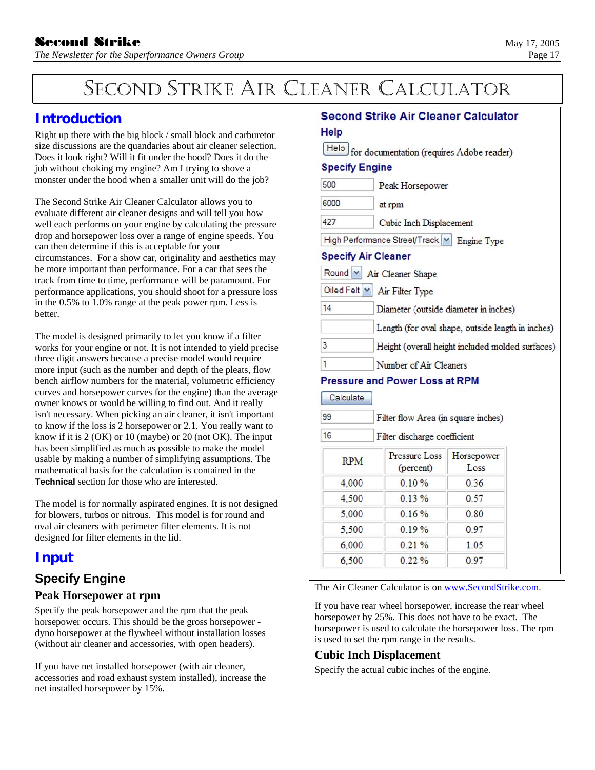// Second Strike Air Cleaner Calculator

## Introduction

Right up there with the big block / small block and carburetor size discussions are the quandaries about air cleaner selection. Does it look right? Will it fit under the hood? Does it do the job without choking my engine? Am I trying to shove a monster under the hood when a smaller unit will do the job?

The Second Strike Air Cleaner Calculator allows you to evaluate different air cleaner designs and will tell you how well each performs on your engine by calculating the pressure drop and horsepower loss over a range of engine speeds. You can then determine if this is acceptable for your circumstances. For a show car, originality and aesthetics may be more important than performance. For a car that sees the track from time to time, performance will be paramount. For performance applications, you should shoot for a pressure loss in the 0.5% to 1.0% range at the peak power rpm. Less is better.

The model is designed primarily to let you know if a filter works for your engine or not. It is not intended to yield precise three digit answers because a precise model would require more input (such as the number and depth of the pleats, flow bench airflow numbers for the material, volumetric efficiency curves and horsepower curves for the engine) than the average owner knows or would be willing to find out. And it really isn't necessary. When picking an air cleaner, it isn't important to know if the loss is 2 horsepower or 2.1. You really want to know if it is 2 (OK) or 10 (maybe) or 20 (not OK). The input has been simplified as much as possible to make the model usable by making a number of simplifying assumptions. The mathematical basis for the calculation is contained in the **Technical** section for those who are interested.

The model is for normally aspirated engines. It is not designed for blowers, turbos or nitrous. This model is for round and oval air cleaners with perimeter filter elements. It is not designed for filter elements in the lid.

**Second Strike Air Cleaner Calculator**

**Help**

[Help] for documentation (requires Adobe reader)

**Specify Engine**

- 500 — Peak Horsepower
- 6000 — at rpm
- 427 — Cubic Inch Displacement
- High Performance Street/Track — Engine Type

**Specify Air Cleaner**

- Round — Air Cleaner Shape
- Oiled Felt — Air Filter Type
- 14 — Diameter (outside diameter in inches)
- (blank) — Length (for oval shape, outside length in inches)
- 3 — Height (overall height included molded surfaces)
- 1 — Number of Air Cleaners

**Pressure and Power Loss at RPM**

[Calculate]

- 99 — Filter flow Area (in square inches)
- 16 — Filter discharge coefficient

| RPM | Pressure Loss (percent) | Horsepower Loss |
|---|---|---|
| 4,000 | 0.10 % | 0.36 |
| 4,500 | 0.13 % | 0.57 |
| 5,000 | 0.16 % | 0.80 |
| 5,500 | 0.19 % | 0.97 |
| 6,000 | 0.21 % | 1.05 |
| 6,500 | 0.22 % | 0.97 |

The Air Cleaner Calculator is on www.SecondStrike.com.

## Input

### Specify Engine

#### Peak Horsepower at rpm

Specify the peak horsepower and the rpm that the peak horsepower occurs. This should be the gross horsepower - dyno horsepower at the flywheel without installation losses (without air cleaner and accessories, with open headers).

If you have net installed horsepower (with air cleaner, accessories and road exhaust system installed), increase the net installed horsepower by 15%.

If you have rear wheel horsepower, increase the rear wheel horsepower by 25%. This does not have to be exact. The horsepower is used to calculate the horsepower loss. The rpm is used to set the rpm range in the results.

#### Cubic Inch Displacement

Specify the actual cubic inches of the engine.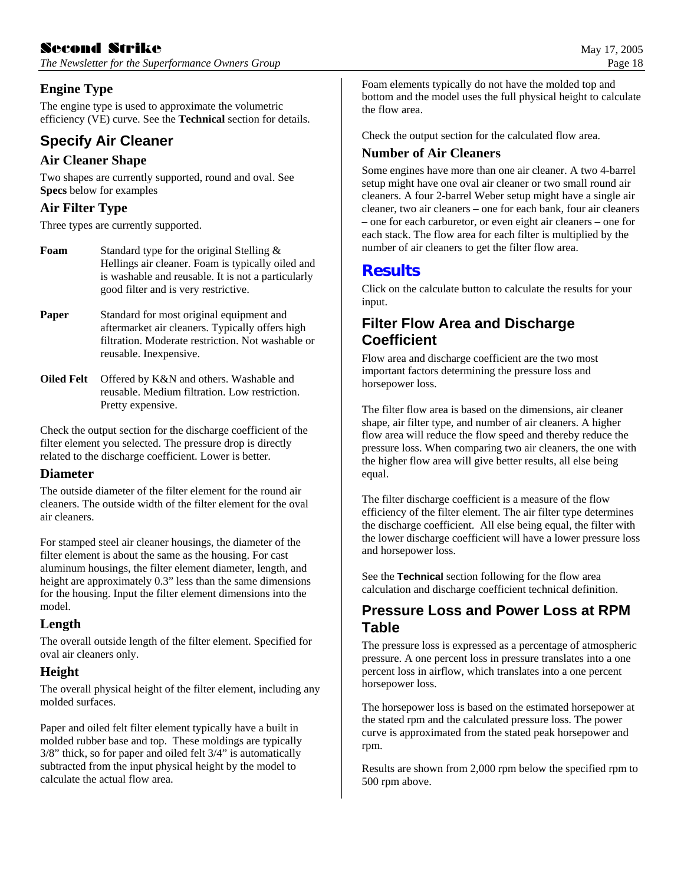### Engine Type

The engine type is used to approximate the volumetric efficiency (VE) curve. See the **Technical** section for details.

## Specify Air Cleaner

### Air Cleaner Shape

Two shapes are currently supported, round and oval. See **Specs** below for examples

### Air Filter Type

Three types are currently supported.

**Foam** Standard type for the original Stelling & Hellings air cleaner. Foam is typically oiled and is washable and reusable. It is not a particularly good filter and is very restrictive.

**Paper** Standard for most original equipment and aftermarket air cleaners. Typically offers high filtration. Moderate restriction. Not washable or reusable. Inexpensive.

**Oiled Felt** Offered by K&N and others. Washable and reusable. Medium filtration. Low restriction. Pretty expensive.

Check the output section for the discharge coefficient of the filter element you selected. The pressure drop is directly related to the discharge coefficient. Lower is better.

### Diameter

The outside diameter of the filter element for the round air cleaners. The outside width of the filter element for the oval air cleaners.

For stamped steel air cleaner housings, the diameter of the filter element is about the same as the housing. For cast aluminum housings, the filter element diameter, length, and height are approximately 0.3" less than the same dimensions for the housing. Input the filter element dimensions into the model.

### Length

The overall outside length of the filter element. Specified for oval air cleaners only.

### Height

The overall physical height of the filter element, including any molded surfaces.

Paper and oiled felt filter element typically have a built in molded rubber base and top. These moldings are typically 3/8" thick, so for paper and oiled felt 3/4" is automatically subtracted from the input physical height by the model to calculate the actual flow area.

Foam elements typically do not have the molded top and bottom and the model uses the full physical height to calculate the flow area.

Check the output section for the calculated flow area.

### Number of Air Cleaners

Some engines have more than one air cleaner. A two 4-barrel setup might have one oval air cleaner or two small round air cleaners. A four 2-barrel Weber setup might have a single air cleaner, two air cleaners – one for each bank, four air cleaners – one for each carburetor, or even eight air cleaners – one for each stack. The flow area for each filter is multiplied by the number of air cleaners to get the filter flow area.

# Results

Click on the calculate button to calculate the results for your input.

## Filter Flow Area and Discharge Coefficient

Flow area and discharge coefficient are the two most important factors determining the pressure loss and horsepower loss.

The filter flow area is based on the dimensions, air cleaner shape, air filter type, and number of air cleaners. A higher flow area will reduce the flow speed and thereby reduce the pressure loss. When comparing two air cleaners, the one with the higher flow area will give better results, all else being equal.

The filter discharge coefficient is a measure of the flow efficiency of the filter element. The air filter type determines the discharge coefficient. All else being equal, the filter with the lower discharge coefficient will have a lower pressure loss and horsepower loss.

See the **Technical** section following for the flow area calculation and discharge coefficient technical definition.

## Pressure Loss and Power Loss at RPM Table

The pressure loss is expressed as a percentage of atmospheric pressure. A one percent loss in pressure translates into a one percent loss in airflow, which translates into a one percent horsepower loss.

The horsepower loss is based on the estimated horsepower at the stated rpm and the calculated pressure loss. The power curve is approximated from the stated peak horsepower and rpm.

Results are shown from 2,000 rpm below the specified rpm to 500 rpm above.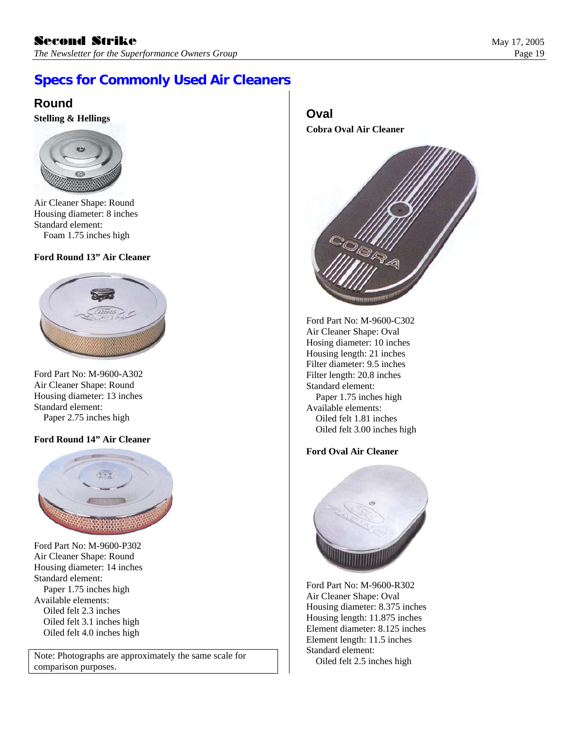## Specs for Commonly Used Air Cleaners

### Round

**Stelling & Hellings**

Air Cleaner Shape: Round
Housing diameter: 8 inches
Standard element:
  Foam 1.75 inches high

**Ford Round 13" Air Cleaner**

Ford Part No: M-9600-A302
Air Cleaner Shape: Round
Housing diameter: 13 inches
Standard element:
  Paper 2.75 inches high

**Ford Round 14" Air Cleaner**

Ford Part No: M-9600-P302
Air Cleaner Shape: Round
Housing diameter: 14 inches
Standard element:
  Paper 1.75 inches high
Available elements:
  Oiled felt 2.3 inches
  Oiled felt 3.1 inches high
  Oiled felt 4.0 inches high

Note: Photographs are approximately the same scale for comparison purposes.

### Oval

**Cobra Oval Air Cleaner**

Ford Part No: M-9600-C302
Air Cleaner Shape: Oval
Hosing diameter: 10 inches
Housing length: 21 inches
Filter diameter: 9.5 inches
Filter length: 20.8 inches
Standard element:
  Paper 1.75 inches high
Available elements:
  Oiled felt 1.81 inches
  Oiled felt 3.00 inches high

**Ford Oval Air Cleaner**

Ford Part No: M-9600-R302
Air Cleaner Shape: Oval
Housing diameter: 8.375 inches
Housing length: 11.875 inches
Element diameter: 8.125 inches
Element length: 11.5 inches
Standard element:
  Oiled felt 2.5 inches high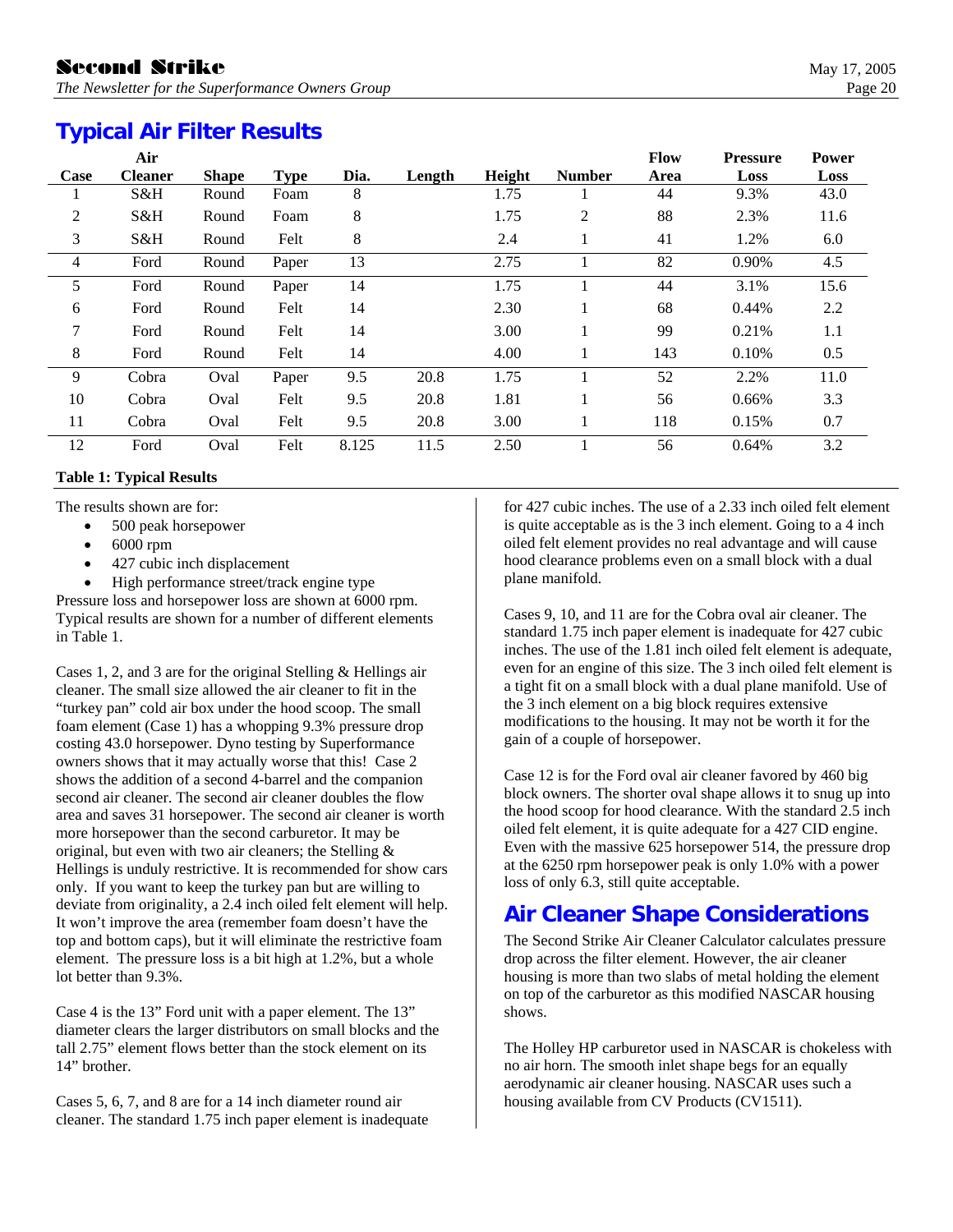## Typical Air Filter Results

| Case | Air Cleaner | Shape | Type | Dia. | Length | Height | Number | Flow Area | Pressure Loss | Power Loss |
|---|---|---|---|---|---|---|---|---|---|---|
| 1 | S&H | Round | Foam | 8 | | 1.75 | 1 | 44 | 9.3% | 43.0 |
| 2 | S&H | Round | Foam | 8 | | 1.75 | 2 | 88 | 2.3% | 11.6 |
| 3 | S&H | Round | Felt | 8 | | 2.4 | 1 | 41 | 1.2% | 6.0 |
| 4 | Ford | Round | Paper | 13 | | 2.75 | 1 | 82 | 0.90% | 4.5 |
| 5 | Ford | Round | Paper | 14 | | 1.75 | 1 | 44 | 3.1% | 15.6 |
| 6 | Ford | Round | Felt | 14 | | 2.30 | 1 | 68 | 0.44% | 2.2 |
| 7 | Ford | Round | Felt | 14 | | 3.00 | 1 | 99 | 0.21% | 1.1 |
| 8 | Ford | Round | Felt | 14 | | 4.00 | 1 | 143 | 0.10% | 0.5 |
| 9 | Cobra | Oval | Paper | 9.5 | 20.8 | 1.75 | 1 | 52 | 2.2% | 11.0 |
| 10 | Cobra | Oval | Felt | 9.5 | 20.8 | 1.81 | 1 | 56 | 0.66% | 3.3 |
| 11 | Cobra | Oval | Felt | 9.5 | 20.8 | 3.00 | 1 | 118 | 0.15% | 0.7 |
| 12 | Ford | Oval | Felt | 8.125 | 11.5 | 2.50 | 1 | 56 | 0.64% | 3.2 |

**Table 1: Typical Results**

The results shown are for:

- 500 peak horsepower
- 6000 rpm
- 427 cubic inch displacement
- High performance street/track engine type

Pressure loss and horsepower loss are shown at 6000 rpm. Typical results are shown for a number of different elements in Table 1.

Cases 1, 2, and 3 are for the original Stelling & Hellings air cleaner. The small size allowed the air cleaner to fit in the "turkey pan" cold air box under the hood scoop. The small foam element (Case 1) has a whopping 9.3% pressure drop costing 43.0 horsepower. Dyno testing by Superformance owners shows that it may actually worse that this! Case 2 shows the addition of a second 4-barrel and the companion second air cleaner. The second air cleaner doubles the flow area and saves 31 horsepower. The second air cleaner is worth more horsepower than the second carburetor. It may be original, but even with two air cleaners; the Stelling & Hellings is unduly restrictive. It is recommended for show cars only. If you want to keep the turkey pan but are willing to deviate from originality, a 2.4 inch oiled felt element will help. It won't improve the area (remember foam doesn't have the top and bottom caps), but it will eliminate the restrictive foam element. The pressure loss is a bit high at 1.2%, but a whole lot better than 9.3%.

Case 4 is the 13" Ford unit with a paper element. The 13" diameter clears the larger distributors on small blocks and the tall 2.75" element flows better than the stock element on its 14" brother.

Cases 5, 6, 7, and 8 are for a 14 inch diameter round air cleaner. The standard 1.75 inch paper element is inadequate for 427 cubic inches. The use of a 2.33 inch oiled felt element is quite acceptable as is the 3 inch element. Going to a 4 inch oiled felt element provides no real advantage and will cause hood clearance problems even on a small block with a dual plane manifold.

Cases 9, 10, and 11 are for the Cobra oval air cleaner. The standard 1.75 inch paper element is inadequate for 427 cubic inches. The use of the 1.81 inch oiled felt element is adequate, even for an engine of this size. The 3 inch oiled felt element is a tight fit on a small block with a dual plane manifold. Use of the 3 inch element on a big block requires extensive modifications to the housing. It may not be worth it for the gain of a couple of horsepower.

Case 12 is for the Ford oval air cleaner favored by 460 big block owners. The shorter oval shape allows it to snug up into the hood scoop for hood clearance. With the standard 2.5 inch oiled felt element, it is quite adequate for a 427 CID engine. Even with the massive 625 horsepower 514, the pressure drop at the 6250 rpm horsepower peak is only 1.0% with a power loss of only 6.3, still quite acceptable.

## Air Cleaner Shape Considerations

The Second Strike Air Cleaner Calculator calculates pressure drop across the filter element. However, the air cleaner housing is more than two slabs of metal holding the element on top of the carburetor as this modified NASCAR housing shows.

The Holley HP carburetor used in NASCAR is chokeless with no air horn. The smooth inlet shape begs for an equally aerodynamic air cleaner housing. NASCAR uses such a housing available from CV Products (CV1511).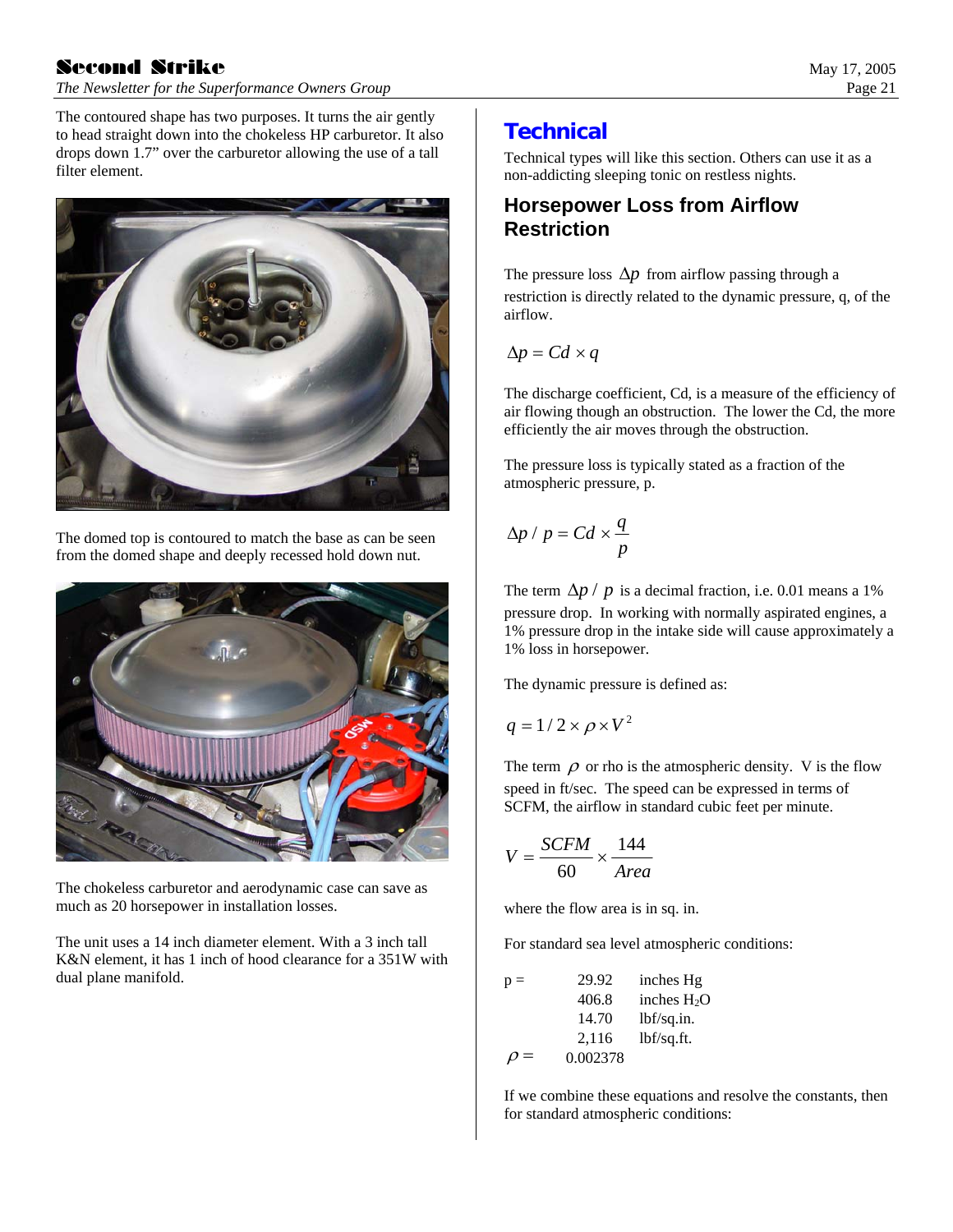The contoured shape has two purposes. It turns the air gently to head straight down into the chokeless HP carburetor. It also drops down 1.7" over the carburetor allowing the use of a tall filter element.

The domed top is contoured to match the base as can be seen from the domed shape and deeply recessed hold down nut.

The chokeless carburetor and aerodynamic case can save as much as 20 horsepower in installation losses.

The unit uses a 14 inch diameter element. With a 3 inch tall K&N element, it has 1 inch of hood clearance for a 351W with dual plane manifold.

## Technical

Technical types will like this section. Others can use it as a non-addicting sleeping tonic on restless nights.

### Horsepower Loss from Airflow Restriction

The pressure loss $\Delta p$ from airflow passing through a restriction is directly related to the dynamic pressure, q, of the airflow.

$$\Delta p = Cd \times q$$

The discharge coefficient, Cd, is a measure of the efficiency of air flowing though an obstruction. The lower the Cd, the more efficiently the air moves through the obstruction.

The pressure loss is typically stated as a fraction of the atmospheric pressure, p.

$$\Delta p / p = Cd \times \frac{q}{p}$$

The term $\Delta p / p$ is a decimal fraction, i.e. 0.01 means a 1% pressure drop. In working with normally aspirated engines, a 1% pressure drop in the intake side will cause approximately a 1% loss in horsepower.

The dynamic pressure is defined as:

$$q = 1/2 \times \rho \times V^2$$

The term $\rho$ or rho is the atmospheric density. V is the flow speed in ft/sec. The speed can be expressed in terms of SCFM, the airflow in standard cubic feet per minute.

$$V = \frac{SCFM}{60} \times \frac{144}{Area}$$

where the flow area is in sq. in.

For standard sea level atmospheric conditions:

| | | |
|---|---|---|
| p = | 29.92 | inches Hg |
| | 406.8 | inches $H_2O$ |
| | 14.70 | lbf/sq.in. |
| | 2,116 | lbf/sq.ft. |
| $\rho =$ | 0.002378 | |

If we combine these equations and resolve the constants, then for standard atmospheric conditions: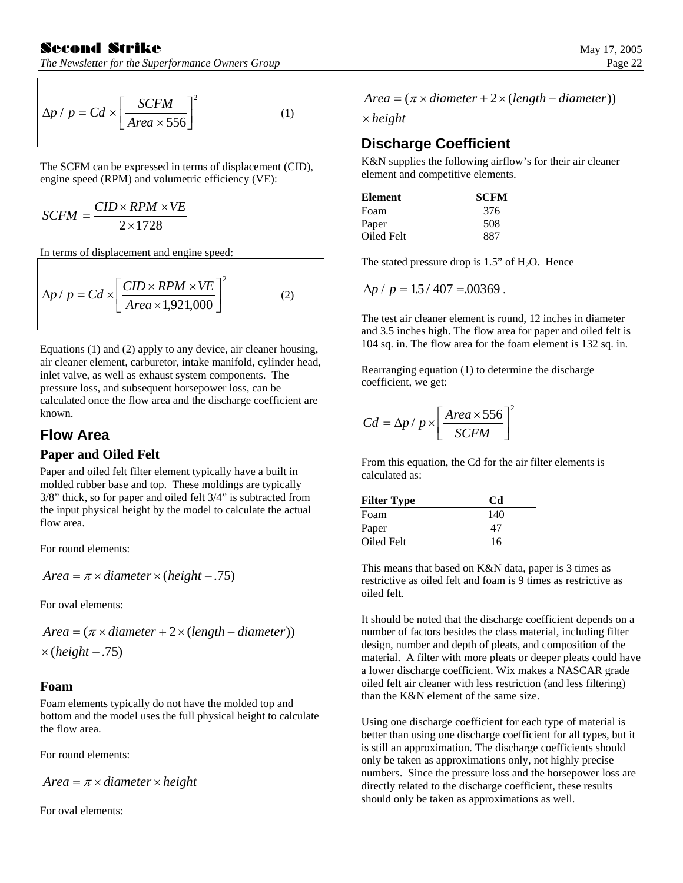$$\Delta p\ /\ p = Cd \times \left[ \frac{SCFM}{Area \times 556} \right]^2 \qquad (1)$$

The SCFM can be expressed in terms of displacement (CID), engine speed (RPM) and volumetric efficiency (VE):

$$SCFM = \frac{CID \times RPM \times VE}{2 \times 1728}$$

In terms of displacement and engine speed:

$$\Delta p\ /\ p = Cd \times \left[ \frac{CID \times RPM \times VE}{Area \times 1{,}921{,}000} \right]^2 \qquad (2)$$

Equations (1) and (2) apply to any device, air cleaner housing, air cleaner element, carburetor, intake manifold, cylinder head, inlet valve, as well as exhaust system components. The pressure loss, and subsequent horsepower loss, can be calculated once the flow area and the discharge coefficient are known.

## Flow Area

### Paper and Oiled Felt

Paper and oiled felt filter element typically have a built in molded rubber base and top. These moldings are typically 3/8" thick, so for paper and oiled felt 3/4" is subtracted from the input physical height by the model to calculate the actual flow area.

For round elements:

$$Area = \pi \times diameter \times (height - .75)$$

For oval elements:

$$Area = (\pi \times diameter + 2 \times (length - diameter)) \times (height - .75)$$

### Foam

Foam elements typically do not have the molded top and bottom and the model uses the full physical height to calculate the flow area.

For round elements:

$$Area = \pi \times diameter \times height$$

For oval elements:

$$Area = (\pi \times diameter + 2 \times (length - diameter)) \times height$$

## Discharge Coefficient

K&N supplies the following airflow's for their air cleaner element and competitive elements.

| Element | SCFM |
|---|---|
| Foam | 376 |
| Paper | 508 |
| Oiled Felt | 887 |

The stated pressure drop is 1.5" of $H_2O$. Hence

$$\Delta p\ /\ p = 1.5 / 407 = .00369\ .$$

The test air cleaner element is round, 12 inches in diameter and 3.5 inches high. The flow area for paper and oiled felt is 104 sq. in. The flow area for the foam element is 132 sq. in.

Rearranging equation (1) to determine the discharge coefficient, we get:

$$Cd = \Delta p\ /\ p \times \left[ \frac{Area \times 556}{SCFM} \right]^2$$

From this equation, the Cd for the air filter elements is calculated as:

| Filter Type | Cd |
|---|---|
| Foam | 140 |
| Paper | 47 |
| Oiled Felt | 16 |

This means that based on K&N data, paper is 3 times as restrictive as oiled felt and foam is 9 times as restrictive as oiled felt.

It should be noted that the discharge coefficient depends on a number of factors besides the class material, including filter design, number and depth of pleats, and composition of the material. A filter with more pleats or deeper pleats could have a lower discharge coefficient. Wix makes a NASCAR grade oiled felt air cleaner with less restriction (and less filtering) than the K&N element of the same size.

Using one discharge coefficient for each type of material is better than using one discharge coefficient for all types, but it is still an approximation. The discharge coefficients should only be taken as approximations only, not highly precise numbers. Since the pressure loss and the horsepower loss are directly related to the discharge coefficient, these results should only be taken as approximations as well.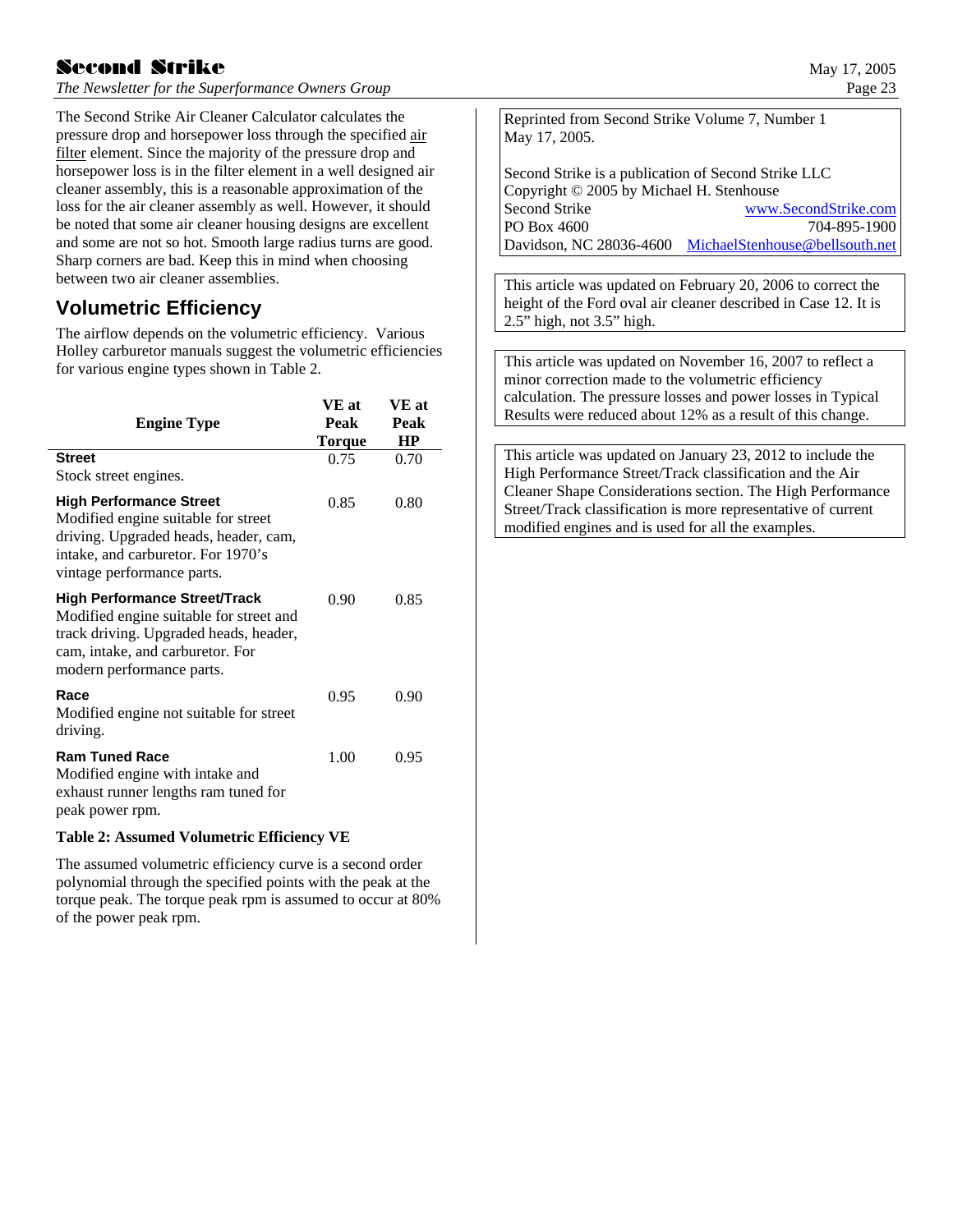The Second Strike Air Cleaner Calculator calculates the pressure drop and horsepower loss through the specified air filter element. Since the majority of the pressure drop and horsepower loss is in the filter element in a well designed air cleaner assembly, this is a reasonable approximation of the loss for the air cleaner assembly as well. However, it should be noted that some air cleaner housing designs are excellent and some are not so hot. Smooth large radius turns are good. Sharp corners are bad. Keep this in mind when choosing between two air cleaner assemblies.

## Volumetric Efficiency

The airflow depends on the volumetric efficiency. Various Holley carburetor manuals suggest the volumetric efficiencies for various engine types shown in Table 2.

| Engine Type | VE at Peak Torque | VE at Peak HP |
|---|---|---|
| **Street** Stock street engines. | 0.75 | 0.70 |
| **High Performance Street** Modified engine suitable for street driving. Upgraded heads, header, cam, intake, and carburetor. For 1970's vintage performance parts. | 0.85 | 0.80 |
| **High Performance Street/Track** Modified engine suitable for street and track driving. Upgraded heads, header, cam, intake, and carburetor. For modern performance parts. | 0.90 | 0.85 |
| **Race** Modified engine not suitable for street driving. | 0.95 | 0.90 |
| **Ram Tuned Race** Modified engine with intake and exhaust runner lengths ram tuned for peak power rpm. | 1.00 | 0.95 |

**Table 2: Assumed Volumetric Efficiency VE**

The assumed volumetric efficiency curve is a second order polynomial through the specified points with the peak at the torque peak. The torque peak rpm is assumed to occur at 80% of the power peak rpm.

Reprinted from Second Strike Volume 7, Number 1
May 17, 2005.

Second Strike is a publication of Second Strike LLC
Copyright © 2005 by Michael H. Stenhouse
Second Strike www.SecondStrike.com
PO Box 4600 704-895-1900
Davidson, NC 28036-4600 MichaelStenhouse@bellsouth.net

This article was updated on February 20, 2006 to correct the height of the Ford oval air cleaner described in Case 12. It is 2.5" high, not 3.5" high.

This article was updated on November 16, 2007 to reflect a minor correction made to the volumetric efficiency calculation. The pressure losses and power losses in Typical Results were reduced about 12% as a result of this change.

This article was updated on January 23, 2012 to include the High Performance Street/Track classification and the Air Cleaner Shape Considerations section. The High Performance Street/Track classification is more representative of current modified engines and is used for all the examples.